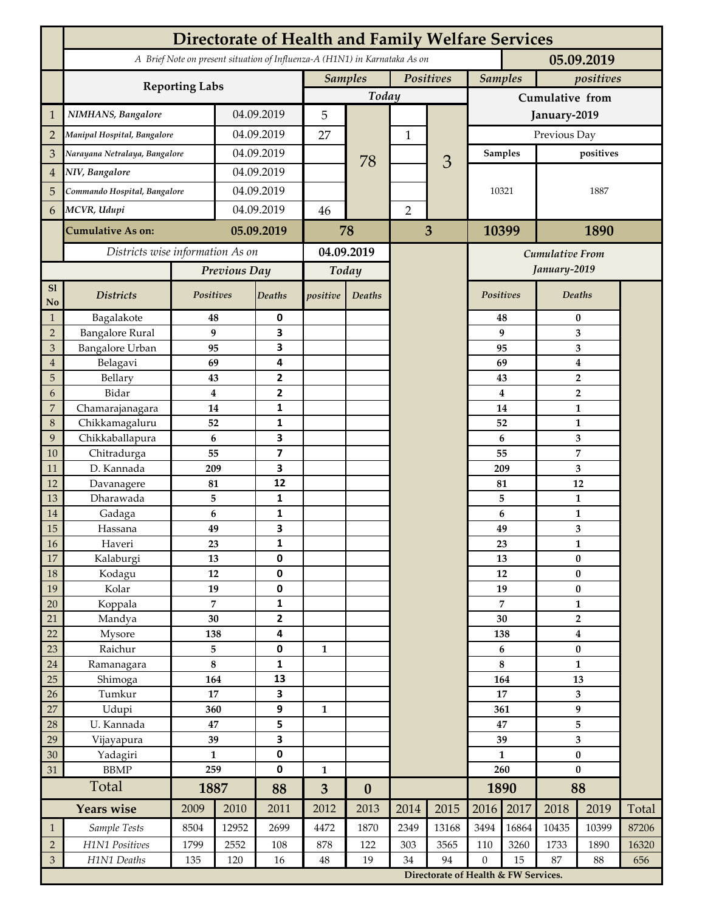# Directorate of Health and Family Welfare Services

*A Brief Note on present situation of Influenza-A (H1N1) in Karnataka As on* **05.09.2019**

| | Reporting Labs | | Samples (Today) | | Positives (Today) | | Samples | positives |
|---|---|---|---|---|---|---|---|---|
| | | | | | | | **Cumulative from January-2019** | |
| 1 | *NIMHANS, Bangalore* | 04.09.2019 | 5 | 78 | | 3 | Previous Day | |
| 2 | *Manipal Hospital, Bangalore* | 04.09.2019 | 27 | | 1 | | **Samples** | **positives** |
| 3 | *Narayana Netralaya, Bangalore* | 04.09.2019 | | | | | 10321 | 1887 |
| 4 | *NIV, Bangalore* | 04.09.2019 | | | | | | |
| 5 | *Commando Hospital, Bangalore* | 04.09.2019 | | | | | | |
| 6 | *MCVR, Udupi* | 04.09.2019 | 46 | | 2 | | | |
| | **Cumulative As on:** | **05.09.2019** | **78** | | **3** | | **10399** | **1890** |

*Districts wise information As on* **04.09.2019**

| Sl No | Districts | Previous Day Positives | Previous Day Deaths | Today positive | Today Deaths | Cumulative From January-2019 Positives | Cumulative From January-2019 Deaths |
|---|---|---|---|---|---|---|---|
| 1 | Bagalakote | 48 | 0 | | | 48 | 0 |
| 2 | Bangalore Rural | 9 | 3 | | | 9 | 3 |
| 3 | Bangalore Urban | 95 | 3 | | | 95 | 3 |
| 4 | Belagavi | 69 | 4 | | | 69 | 4 |
| 5 | Bellary | 43 | 2 | | | 43 | 2 |
| 6 | Bidar | 4 | 2 | | | 4 | 2 |
| 7 | Chamarajanagara | 14 | 1 | | | 14 | 1 |
| 8 | Chikkamagaluru | 52 | 1 | | | 52 | 1 |
| 9 | Chikkaballapura | 6 | 3 | | | 6 | 3 |
| 10 | Chitradurga | 55 | 7 | | | 55 | 7 |
| 11 | D. Kannada | 209 | 3 | | | 209 | 3 |
| 12 | Davanagere | 81 | 12 | | | 81 | 12 |
| 13 | Dharawada | 5 | 1 | | | 5 | 1 |
| 14 | Gadaga | 6 | 1 | | | 6 | 1 |
| 15 | Hassana | 49 | 3 | | | 49 | 3 |
| 16 | Haveri | 23 | 1 | | | 23 | 1 |
| 17 | Kalaburgi | 13 | 0 | | | 13 | 0 |
| 18 | Kodagu | 12 | 0 | | | 12 | 0 |
| 19 | Kolar | 19 | 0 | | | 19 | 0 |
| 20 | Koppala | 7 | 1 | | | 7 | 1 |
| 21 | Mandya | 30 | 2 | | | 30 | 2 |
| 22 | Mysore | 138 | 4 | | | 138 | 4 |
| 23 | Raichur | 5 | 0 | 1 | | 6 | 0 |
| 24 | Ramanagara | 8 | 1 | | | 8 | 1 |
| 25 | Shimoga | 164 | 13 | | | 164 | 13 |
| 26 | Tumkur | 17 | 3 | | | 17 | 3 |
| 27 | Udupi | 360 | 9 | 1 | | 361 | 9 |
| 28 | U. Kannada | 47 | 5 | | | 47 | 5 |
| 29 | Vijayapura | 39 | 3 | | | 39 | 3 |
| 30 | Yadagiri | 1 | 0 | | | 1 | 0 |
| 31 | BBMP | 259 | 0 | 1 | | 260 | 0 |
| | **Total** | **1887** | **88** | **3** | **0** | **1890** | **88** |

| | Years wise | 2009 | 2010 | 2011 | 2012 | 2013 | 2014 | 2015 | 2016 | 2017 | 2018 | 2019 | Total |
|---|---|---|---|---|---|---|---|---|---|---|---|---|---|
| 1 | *Sample Tests* | 8504 | 12952 | 2699 | 4472 | 1870 | 2349 | 13168 | 3494 | 16864 | 10435 | 10399 | 87206 |
| 2 | *H1N1 Positives* | 1799 | 2552 | 108 | 878 | 122 | 303 | 3565 | 110 | 3260 | 1733 | 1890 | 16320 |
| 3 | *H1N1 Deaths* | 135 | 120 | 16 | 48 | 19 | 34 | 94 | 0 | 15 | 87 | 88 | 656 |

**Directorate of Health & FW Services.**